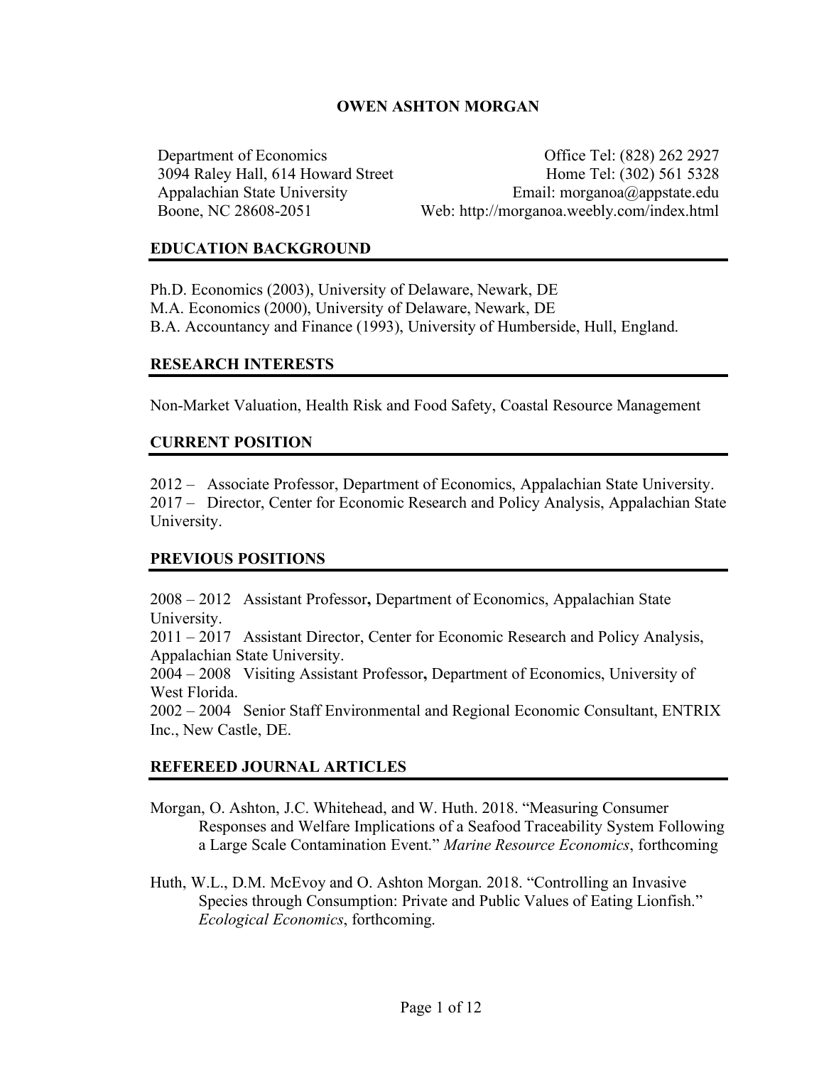# OWEN ASHTON MORGAN

Department of Economics
3094 Raley Hall, 614 Howard Street
Appalachian State University
Boone, NC 28608-2051

Office Tel: (828) 262 2927
Home Tel: (302) 561 5328
Email: morganoa@appstate.edu
Web: http://morganoa.weebly.com/index.html

## EDUCATION BACKGROUND

Ph.D. Economics (2003), University of Delaware, Newark, DE
M.A. Economics (2000), University of Delaware, Newark, DE
B.A. Accountancy and Finance (1993), University of Humberside, Hull, England.

## RESEARCH INTERESTS

Non-Market Valuation, Health Risk and Food Safety, Coastal Resource Management

## CURRENT POSITION

2012 – Associate Professor, Department of Economics, Appalachian State University.
2017 – Director, Center for Economic Research and Policy Analysis, Appalachian State University.

## PREVIOUS POSITIONS

2008 – 2012 Assistant Professor**,** Department of Economics, Appalachian State University.
2011 – 2017 Assistant Director, Center for Economic Research and Policy Analysis, Appalachian State University.
2004 – 2008 Visiting Assistant Professor**,** Department of Economics, University of West Florida.
2002 – 2004 Senior Staff Environmental and Regional Economic Consultant, ENTRIX Inc., New Castle, DE.

## REFEREED JOURNAL ARTICLES

Morgan, O. Ashton, J.C. Whitehead, and W. Huth. 2018. "Measuring Consumer Responses and Welfare Implications of a Seafood Traceability System Following a Large Scale Contamination Event." *Marine Resource Economics*, forthcoming

Huth, W.L., D.M. McEvoy and O. Ashton Morgan. 2018. "Controlling an Invasive Species through Consumption: Private and Public Values of Eating Lionfish." *Ecological Economics*, forthcoming.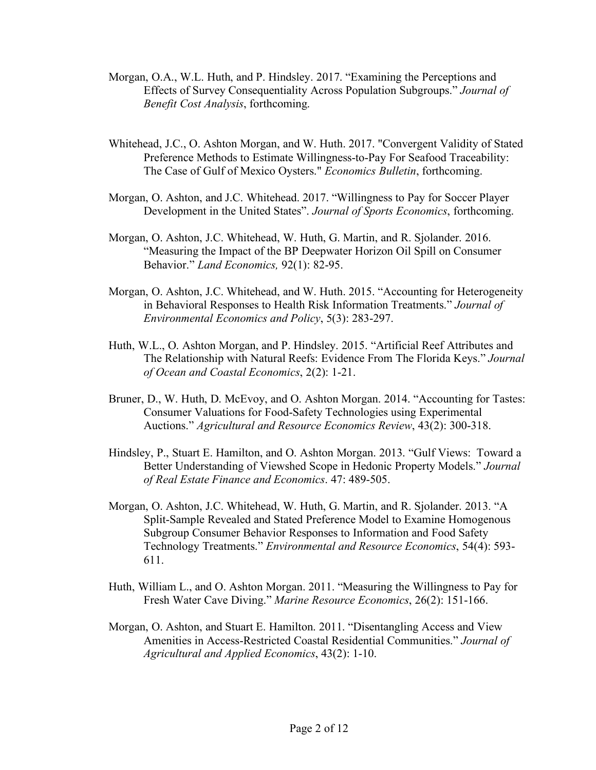Morgan, O.A., W.L. Huth, and P. Hindsley. 2017. "Examining the Perceptions and Effects of Survey Consequentiality Across Population Subgroups." *Journal of Benefit Cost Analysis*, forthcoming.

Whitehead, J.C., O. Ashton Morgan, and W. Huth. 2017. "Convergent Validity of Stated Preference Methods to Estimate Willingness-to-Pay For Seafood Traceability: The Case of Gulf of Mexico Oysters." *Economics Bulletin*, forthcoming.

Morgan, O. Ashton, and J.C. Whitehead. 2017. "Willingness to Pay for Soccer Player Development in the United States". *Journal of Sports Economics*, forthcoming.

Morgan, O. Ashton, J.C. Whitehead, W. Huth, G. Martin, and R. Sjolander. 2016. "Measuring the Impact of the BP Deepwater Horizon Oil Spill on Consumer Behavior." *Land Economics,* 92(1): 82-95.

Morgan, O. Ashton, J.C. Whitehead, and W. Huth. 2015. "Accounting for Heterogeneity in Behavioral Responses to Health Risk Information Treatments." *Journal of Environmental Economics and Policy*, 5(3): 283-297.

Huth, W.L., O. Ashton Morgan, and P. Hindsley. 2015. "Artificial Reef Attributes and The Relationship with Natural Reefs: Evidence From The Florida Keys." *Journal of Ocean and Coastal Economics*, 2(2): 1-21.

Bruner, D., W. Huth, D. McEvoy, and O. Ashton Morgan. 2014. "Accounting for Tastes: Consumer Valuations for Food-Safety Technologies using Experimental Auctions." *Agricultural and Resource Economics Review*, 43(2): 300-318.

Hindsley, P., Stuart E. Hamilton, and O. Ashton Morgan. 2013. "Gulf Views: Toward a Better Understanding of Viewshed Scope in Hedonic Property Models." *Journal of Real Estate Finance and Economics*. 47: 489-505.

Morgan, O. Ashton, J.C. Whitehead, W. Huth, G. Martin, and R. Sjolander. 2013. "A Split-Sample Revealed and Stated Preference Model to Examine Homogenous Subgroup Consumer Behavior Responses to Information and Food Safety Technology Treatments." *Environmental and Resource Economics*, 54(4): 593-611.

Huth, William L., and O. Ashton Morgan. 2011. "Measuring the Willingness to Pay for Fresh Water Cave Diving." *Marine Resource Economics*, 26(2): 151-166.

Morgan, O. Ashton, and Stuart E. Hamilton. 2011. "Disentangling Access and View Amenities in Access-Restricted Coastal Residential Communities." *Journal of Agricultural and Applied Economics*, 43(2): 1-10.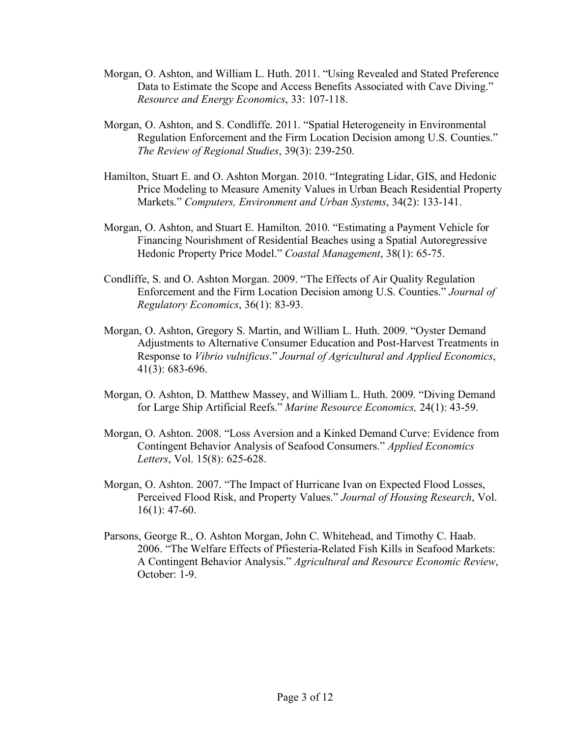Morgan, O. Ashton, and William L. Huth. 2011. "Using Revealed and Stated Preference Data to Estimate the Scope and Access Benefits Associated with Cave Diving." *Resource and Energy Economics*, 33: 107-118.

Morgan, O. Ashton, and S. Condliffe. 2011. "Spatial Heterogeneity in Environmental Regulation Enforcement and the Firm Location Decision among U.S. Counties." *The Review of Regional Studies*, 39(3): 239-250.

Hamilton, Stuart E. and O. Ashton Morgan. 2010. "Integrating Lidar, GIS, and Hedonic Price Modeling to Measure Amenity Values in Urban Beach Residential Property Markets." *Computers, Environment and Urban Systems*, 34(2): 133-141.

Morgan, O. Ashton, and Stuart E. Hamilton. 2010. "Estimating a Payment Vehicle for Financing Nourishment of Residential Beaches using a Spatial Autoregressive Hedonic Property Price Model." *Coastal Management*, 38(1): 65-75.

Condliffe, S. and O. Ashton Morgan. 2009. "The Effects of Air Quality Regulation Enforcement and the Firm Location Decision among U.S. Counties." *Journal of Regulatory Economics*, 36(1): 83-93.

Morgan, O. Ashton, Gregory S. Martin, and William L. Huth. 2009. "Oyster Demand Adjustments to Alternative Consumer Education and Post-Harvest Treatments in Response to *Vibrio vulnificus*." *Journal of Agricultural and Applied Economics*, 41(3): 683-696.

Morgan, O. Ashton, D. Matthew Massey, and William L. Huth. 2009. "Diving Demand for Large Ship Artificial Reefs." *Marine Resource Economics,* 24(1): 43-59.

Morgan, O. Ashton. 2008. "Loss Aversion and a Kinked Demand Curve: Evidence from Contingent Behavior Analysis of Seafood Consumers." *Applied Economics Letters*, Vol. 15(8): 625-628.

Morgan, O. Ashton. 2007. "The Impact of Hurricane Ivan on Expected Flood Losses, Perceived Flood Risk, and Property Values." *Journal of Housing Research*, Vol. 16(1): 47-60.

Parsons, George R., O. Ashton Morgan, John C. Whitehead, and Timothy C. Haab. 2006. "The Welfare Effects of Pfiesteria-Related Fish Kills in Seafood Markets: A Contingent Behavior Analysis." *Agricultural and Resource Economic Review*, October: 1-9.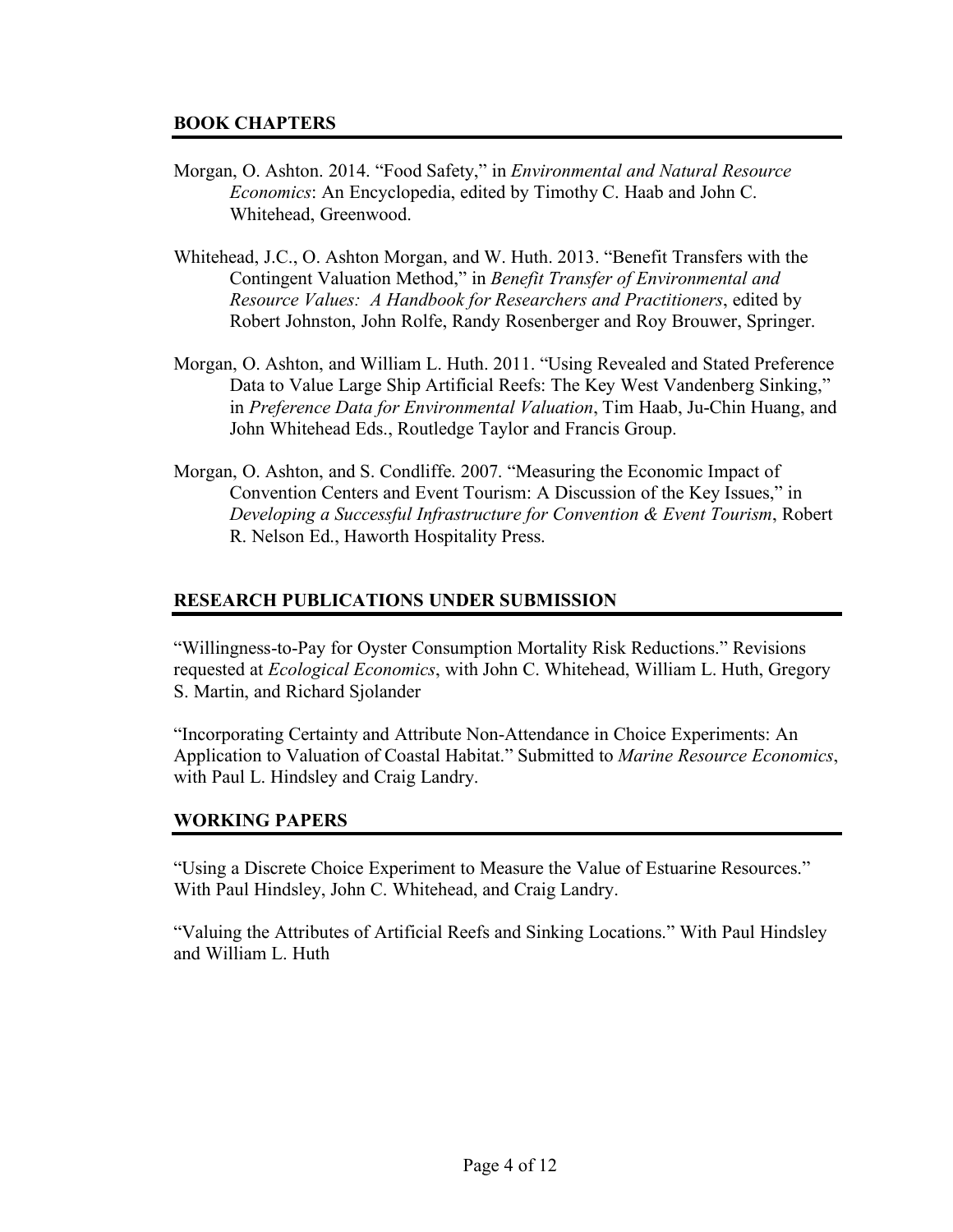## BOOK CHAPTERS

Morgan, O. Ashton. 2014. "Food Safety," in *Environmental and Natural Resource Economics*: An Encyclopedia, edited by Timothy C. Haab and John C. Whitehead, Greenwood.

Whitehead, J.C., O. Ashton Morgan, and W. Huth. 2013. "Benefit Transfers with the Contingent Valuation Method," in *Benefit Transfer of Environmental and Resource Values: A Handbook for Researchers and Practitioners*, edited by Robert Johnston, John Rolfe, Randy Rosenberger and Roy Brouwer, Springer.

Morgan, O. Ashton, and William L. Huth. 2011. "Using Revealed and Stated Preference Data to Value Large Ship Artificial Reefs: The Key West Vandenberg Sinking," in *Preference Data for Environmental Valuation*, Tim Haab, Ju-Chin Huang, and John Whitehead Eds., Routledge Taylor and Francis Group.

Morgan, O. Ashton, and S. Condliffe. 2007. "Measuring the Economic Impact of Convention Centers and Event Tourism: A Discussion of the Key Issues," in *Developing a Successful Infrastructure for Convention & Event Tourism*, Robert R. Nelson Ed., Haworth Hospitality Press.

## RESEARCH PUBLICATIONS UNDER SUBMISSION

"Willingness-to-Pay for Oyster Consumption Mortality Risk Reductions." Revisions requested at *Ecological Economics*, with John C. Whitehead, William L. Huth, Gregory S. Martin, and Richard Sjolander

"Incorporating Certainty and Attribute Non-Attendance in Choice Experiments: An Application to Valuation of Coastal Habitat." Submitted to *Marine Resource Economics*, with Paul L. Hindsley and Craig Landry.

## WORKING PAPERS

"Using a Discrete Choice Experiment to Measure the Value of Estuarine Resources." With Paul Hindsley, John C. Whitehead, and Craig Landry.

"Valuing the Attributes of Artificial Reefs and Sinking Locations." With Paul Hindsley and William L. Huth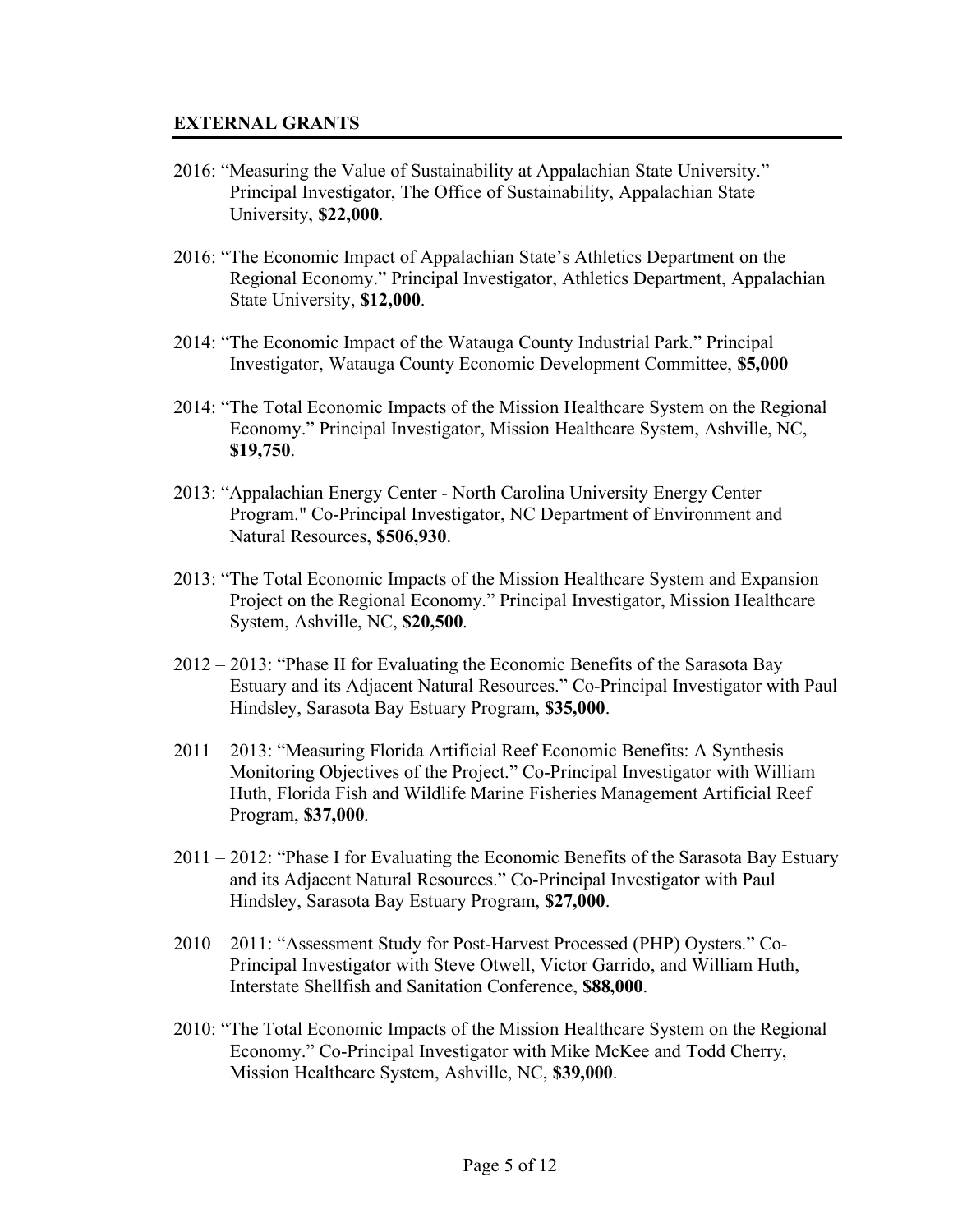## EXTERNAL GRANTS

2016: "Measuring the Value of Sustainability at Appalachian State University." Principal Investigator, The Office of Sustainability, Appalachian State University, **$22,000**.

2016: "The Economic Impact of Appalachian State's Athletics Department on the Regional Economy." Principal Investigator, Athletics Department, Appalachian State University, **$12,000**.

2014: "The Economic Impact of the Watauga County Industrial Park." Principal Investigator, Watauga County Economic Development Committee, **$5,000**

2014: "The Total Economic Impacts of the Mission Healthcare System on the Regional Economy." Principal Investigator, Mission Healthcare System, Ashville, NC, **$19,750**.

2013: "Appalachian Energy Center - North Carolina University Energy Center Program." Co-Principal Investigator, NC Department of Environment and Natural Resources, **$506,930**.

2013: "The Total Economic Impacts of the Mission Healthcare System and Expansion Project on the Regional Economy." Principal Investigator, Mission Healthcare System, Ashville, NC, **$20,500**.

2012 – 2013: "Phase II for Evaluating the Economic Benefits of the Sarasota Bay Estuary and its Adjacent Natural Resources." Co-Principal Investigator with Paul Hindsley, Sarasota Bay Estuary Program, **$35,000**.

2011 – 2013: "Measuring Florida Artificial Reef Economic Benefits: A Synthesis Monitoring Objectives of the Project." Co-Principal Investigator with William Huth, Florida Fish and Wildlife Marine Fisheries Management Artificial Reef Program, **$37,000**.

2011 – 2012: "Phase I for Evaluating the Economic Benefits of the Sarasota Bay Estuary and its Adjacent Natural Resources." Co-Principal Investigator with Paul Hindsley, Sarasota Bay Estuary Program, **$27,000**.

2010 – 2011: "Assessment Study for Post-Harvest Processed (PHP) Oysters." Co-Principal Investigator with Steve Otwell, Victor Garrido, and William Huth, Interstate Shellfish and Sanitation Conference, **$88,000**.

2010: "The Total Economic Impacts of the Mission Healthcare System on the Regional Economy." Co-Principal Investigator with Mike McKee and Todd Cherry, Mission Healthcare System, Ashville, NC, **$39,000**.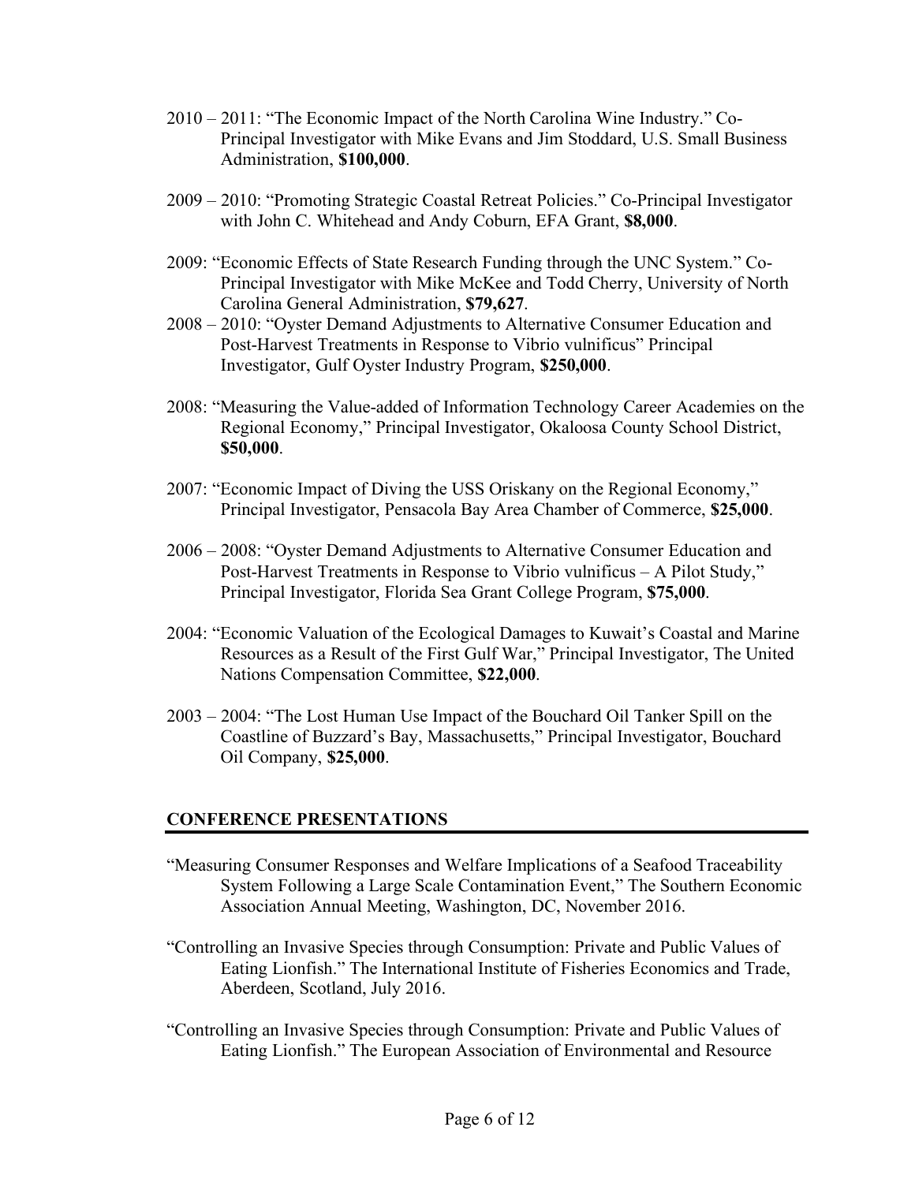2010 – 2011: "The Economic Impact of the North Carolina Wine Industry." Co-Principal Investigator with Mike Evans and Jim Stoddard, U.S. Small Business Administration, **$100,000**.

2009 – 2010: "Promoting Strategic Coastal Retreat Policies." Co-Principal Investigator with John C. Whitehead and Andy Coburn, EFA Grant, **$8,000**.

2009: "Economic Effects of State Research Funding through the UNC System." Co-Principal Investigator with Mike McKee and Todd Cherry, University of North Carolina General Administration, **$79,627**.

2008 – 2010: "Oyster Demand Adjustments to Alternative Consumer Education and Post-Harvest Treatments in Response to Vibrio vulnificus" Principal Investigator, Gulf Oyster Industry Program, **$250,000**.

2008: "Measuring the Value-added of Information Technology Career Academies on the Regional Economy," Principal Investigator, Okaloosa County School District, **$50,000**.

2007: "Economic Impact of Diving the USS Oriskany on the Regional Economy," Principal Investigator, Pensacola Bay Area Chamber of Commerce, **$25,000**.

2006 – 2008: "Oyster Demand Adjustments to Alternative Consumer Education and Post-Harvest Treatments in Response to Vibrio vulnificus – A Pilot Study," Principal Investigator, Florida Sea Grant College Program, **$75,000**.

2004: "Economic Valuation of the Ecological Damages to Kuwait's Coastal and Marine Resources as a Result of the First Gulf War," Principal Investigator, The United Nations Compensation Committee, **$22,000**.

2003 – 2004: "The Lost Human Use Impact of the Bouchard Oil Tanker Spill on the Coastline of Buzzard's Bay, Massachusetts," Principal Investigator, Bouchard Oil Company, **$25,000**.

## CONFERENCE PRESENTATIONS

"Measuring Consumer Responses and Welfare Implications of a Seafood Traceability System Following a Large Scale Contamination Event," The Southern Economic Association Annual Meeting, Washington, DC, November 2016.

"Controlling an Invasive Species through Consumption: Private and Public Values of Eating Lionfish." The International Institute of Fisheries Economics and Trade, Aberdeen, Scotland, July 2016.

"Controlling an Invasive Species through Consumption: Private and Public Values of Eating Lionfish." The European Association of Environmental and Resource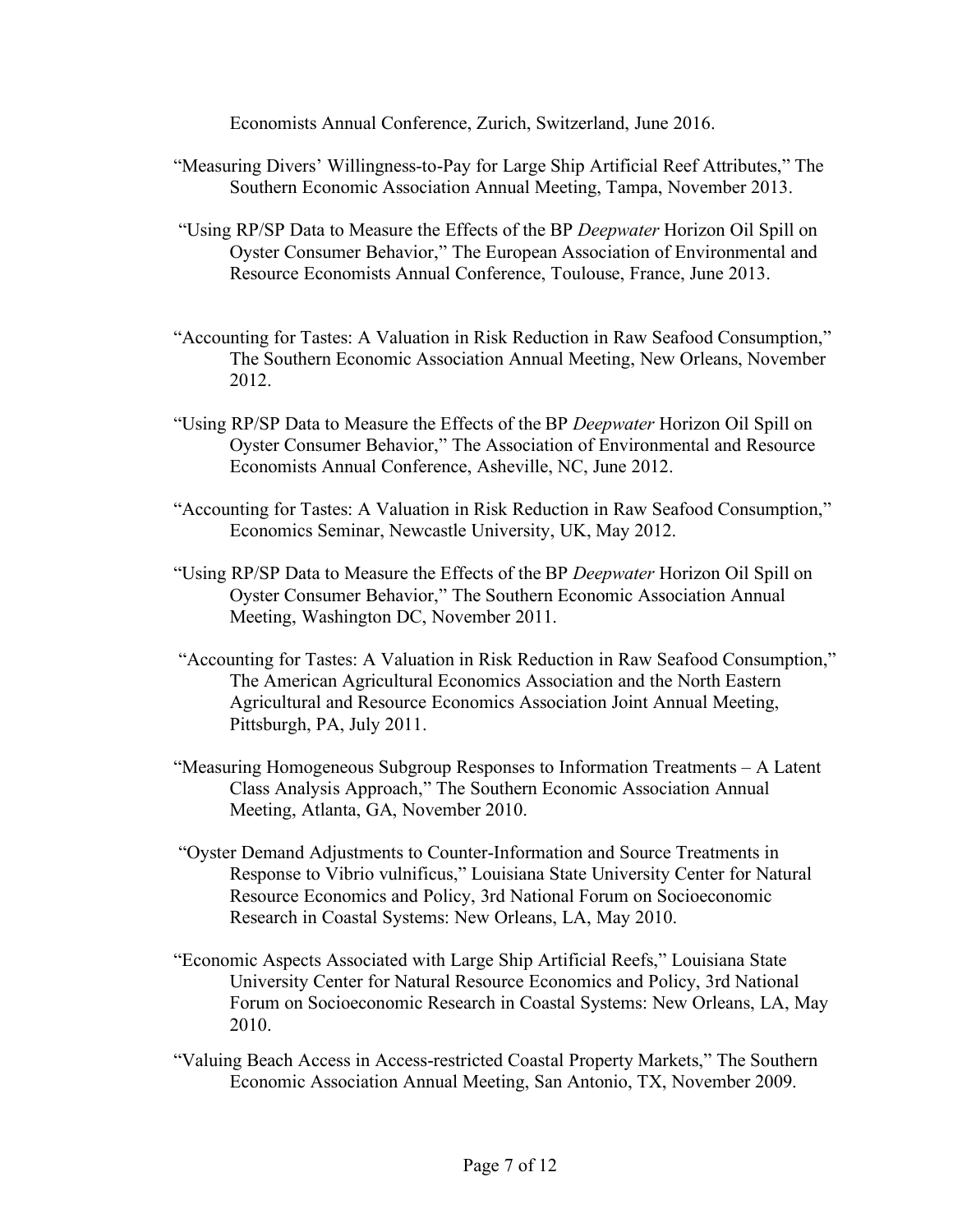Economists Annual Conference, Zurich, Switzerland, June 2016.

"Measuring Divers' Willingness-to-Pay for Large Ship Artificial Reef Attributes," The Southern Economic Association Annual Meeting, Tampa, November 2013.

"Using RP/SP Data to Measure the Effects of the BP *Deepwater* Horizon Oil Spill on Oyster Consumer Behavior," The European Association of Environmental and Resource Economists Annual Conference, Toulouse, France, June 2013.

"Accounting for Tastes: A Valuation in Risk Reduction in Raw Seafood Consumption," The Southern Economic Association Annual Meeting, New Orleans, November 2012.

"Using RP/SP Data to Measure the Effects of the BP *Deepwater* Horizon Oil Spill on Oyster Consumer Behavior," The Association of Environmental and Resource Economists Annual Conference, Asheville, NC, June 2012.

"Accounting for Tastes: A Valuation in Risk Reduction in Raw Seafood Consumption," Economics Seminar, Newcastle University, UK, May 2012.

"Using RP/SP Data to Measure the Effects of the BP *Deepwater* Horizon Oil Spill on Oyster Consumer Behavior," The Southern Economic Association Annual Meeting, Washington DC, November 2011.

"Accounting for Tastes: A Valuation in Risk Reduction in Raw Seafood Consumption," The American Agricultural Economics Association and the North Eastern Agricultural and Resource Economics Association Joint Annual Meeting, Pittsburgh, PA, July 2011.

"Measuring Homogeneous Subgroup Responses to Information Treatments – A Latent Class Analysis Approach," The Southern Economic Association Annual Meeting, Atlanta, GA, November 2010.

"Oyster Demand Adjustments to Counter-Information and Source Treatments in Response to Vibrio vulnificus," Louisiana State University Center for Natural Resource Economics and Policy, 3rd National Forum on Socioeconomic Research in Coastal Systems: New Orleans, LA, May 2010.

"Economic Aspects Associated with Large Ship Artificial Reefs," Louisiana State University Center for Natural Resource Economics and Policy, 3rd National Forum on Socioeconomic Research in Coastal Systems: New Orleans, LA, May 2010.

"Valuing Beach Access in Access-restricted Coastal Property Markets," The Southern Economic Association Annual Meeting, San Antonio, TX, November 2009.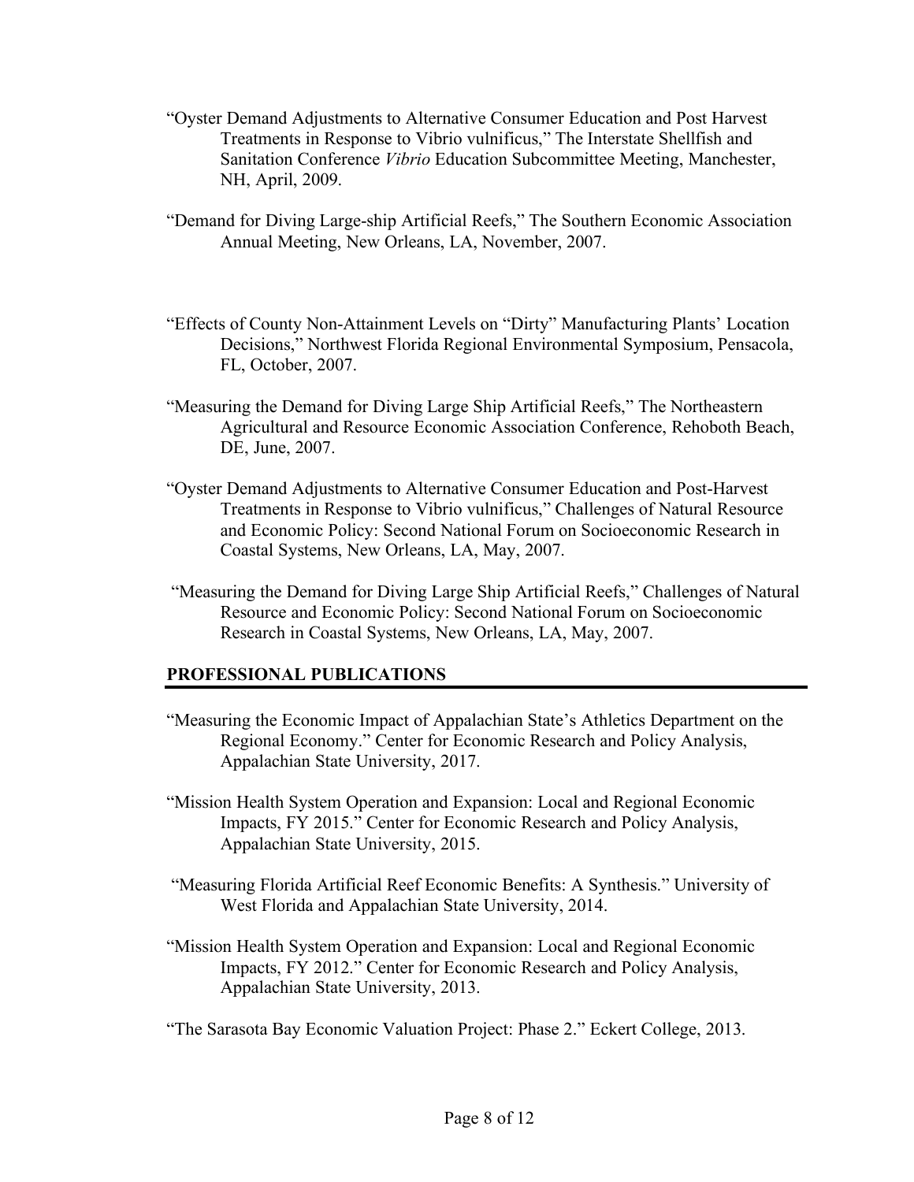"Oyster Demand Adjustments to Alternative Consumer Education and Post Harvest Treatments in Response to Vibrio vulnificus," The Interstate Shellfish and Sanitation Conference *Vibrio* Education Subcommittee Meeting, Manchester, NH, April, 2009.

"Demand for Diving Large-ship Artificial Reefs," The Southern Economic Association Annual Meeting, New Orleans, LA, November, 2007.

"Effects of County Non-Attainment Levels on "Dirty" Manufacturing Plants' Location Decisions," Northwest Florida Regional Environmental Symposium, Pensacola, FL, October, 2007.

"Measuring the Demand for Diving Large Ship Artificial Reefs," The Northeastern Agricultural and Resource Economic Association Conference, Rehoboth Beach, DE, June, 2007.

"Oyster Demand Adjustments to Alternative Consumer Education and Post-Harvest Treatments in Response to Vibrio vulnificus," Challenges of Natural Resource and Economic Policy: Second National Forum on Socioeconomic Research in Coastal Systems, New Orleans, LA, May, 2007.

"Measuring the Demand for Diving Large Ship Artificial Reefs," Challenges of Natural Resource and Economic Policy: Second National Forum on Socioeconomic Research in Coastal Systems, New Orleans, LA, May, 2007.

## PROFESSIONAL PUBLICATIONS

"Measuring the Economic Impact of Appalachian State's Athletics Department on the Regional Economy." Center for Economic Research and Policy Analysis, Appalachian State University, 2017.

"Mission Health System Operation and Expansion: Local and Regional Economic Impacts, FY 2015." Center for Economic Research and Policy Analysis, Appalachian State University, 2015.

"Measuring Florida Artificial Reef Economic Benefits: A Synthesis." University of West Florida and Appalachian State University, 2014.

"Mission Health System Operation and Expansion: Local and Regional Economic Impacts, FY 2012." Center for Economic Research and Policy Analysis, Appalachian State University, 2013.

"The Sarasota Bay Economic Valuation Project: Phase 2." Eckert College, 2013.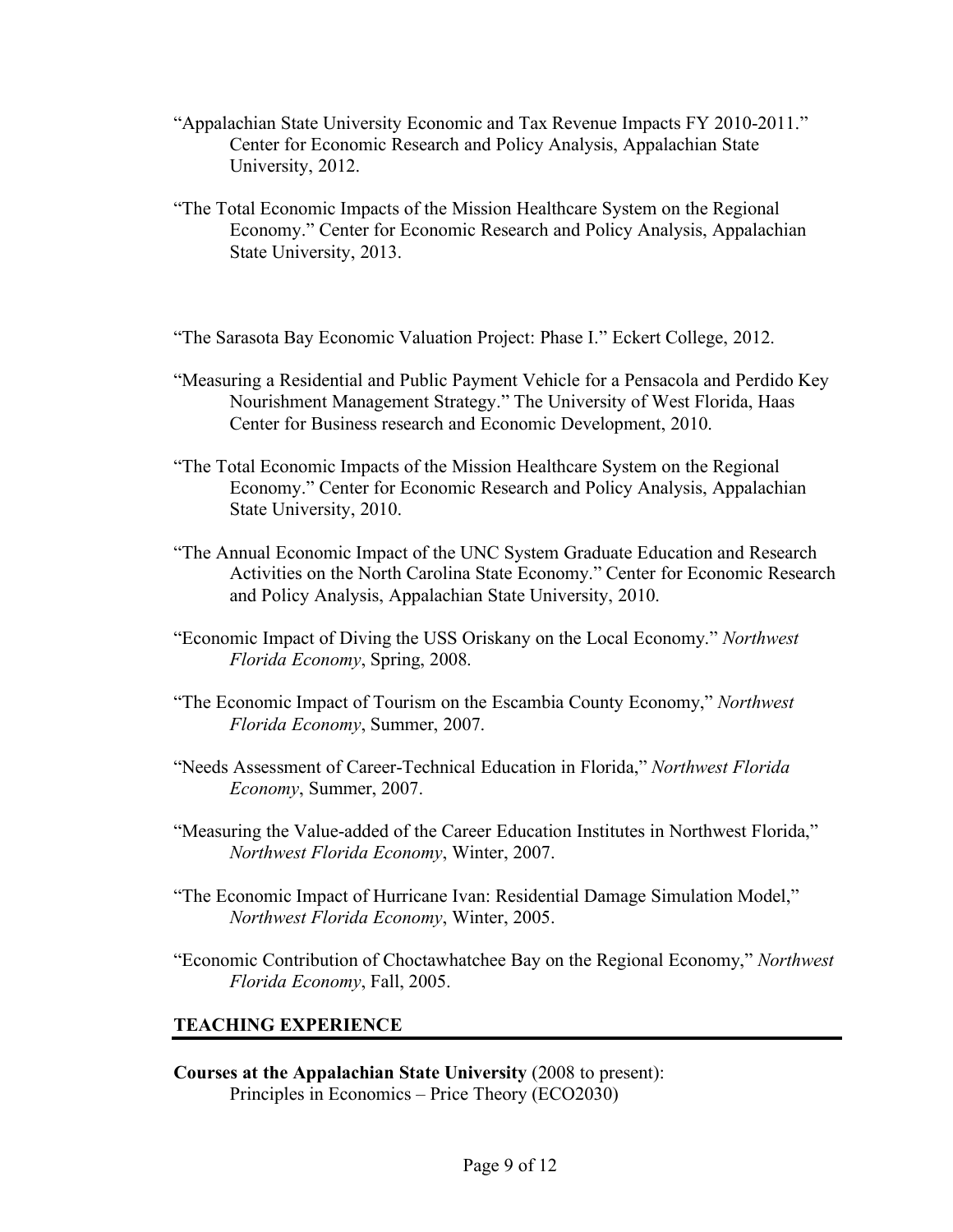“Appalachian State University Economic and Tax Revenue Impacts FY 2010-2011.” Center for Economic Research and Policy Analysis, Appalachian State University, 2012.

“The Total Economic Impacts of the Mission Healthcare System on the Regional Economy.” Center for Economic Research and Policy Analysis, Appalachian State University, 2013.

“The Sarasota Bay Economic Valuation Project: Phase I.” Eckert College, 2012.

“Measuring a Residential and Public Payment Vehicle for a Pensacola and Perdido Key Nourishment Management Strategy.” The University of West Florida, Haas Center for Business research and Economic Development, 2010.

“The Total Economic Impacts of the Mission Healthcare System on the Regional Economy.” Center for Economic Research and Policy Analysis, Appalachian State University, 2010.

“The Annual Economic Impact of the UNC System Graduate Education and Research Activities on the North Carolina State Economy.” Center for Economic Research and Policy Analysis, Appalachian State University, 2010.

“Economic Impact of Diving the USS Oriskany on the Local Economy.” *Northwest Florida Economy*, Spring, 2008.

“The Economic Impact of Tourism on the Escambia County Economy,” *Northwest Florida Economy*, Summer, 2007.

“Needs Assessment of Career-Technical Education in Florida,” *Northwest Florida Economy*, Summer, 2007.

“Measuring the Value-added of the Career Education Institutes in Northwest Florida,” *Northwest Florida Economy*, Winter, 2007.

“The Economic Impact of Hurricane Ivan: Residential Damage Simulation Model,” *Northwest Florida Economy*, Winter, 2005.

“Economic Contribution of Choctawhatchee Bay on the Regional Economy,” *Northwest Florida Economy*, Fall, 2005.

## TEACHING EXPERIENCE

**Courses at the Appalachian State University** (2008 to present):

Principles in Economics – Price Theory (ECO2030)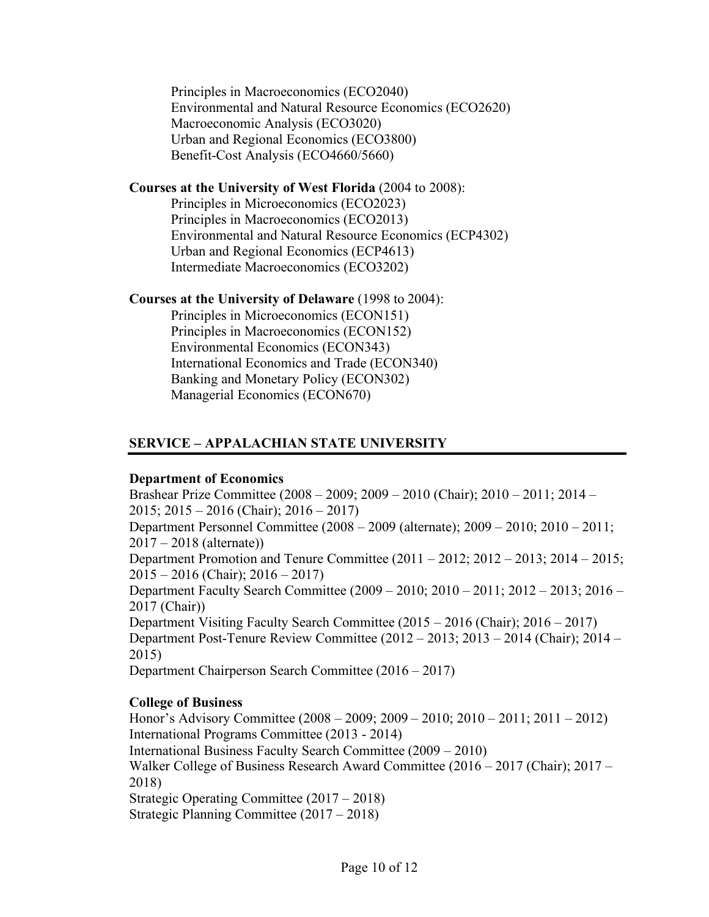Principles in Macroeconomics (ECO2040)
Environmental and Natural Resource Economics (ECO2620)
Macroeconomic Analysis (ECO3020)
Urban and Regional Economics (ECO3800)
Benefit-Cost Analysis (ECO4660/5660)

**Courses at the University of West Florida** (2004 to 2008):
Principles in Microeconomics (ECO2023)
Principles in Macroeconomics (ECO2013)
Environmental and Natural Resource Economics (ECP4302)
Urban and Regional Economics (ECP4613)
Intermediate Macroeconomics (ECO3202)

**Courses at the University of Delaware** (1998 to 2004):
Principles in Microeconomics (ECON151)
Principles in Macroeconomics (ECON152)
Environmental Economics (ECON343)
International Economics and Trade (ECON340)
Banking and Monetary Policy (ECON302)
Managerial Economics (ECON670)

## SERVICE – APPALACHIAN STATE UNIVERSITY

**Department of Economics**

Brashear Prize Committee (2008 – 2009; 2009 – 2010 (Chair); 2010 – 2011; 2014 – 2015; 2015 – 2016 (Chair); 2016 – 2017)
Department Personnel Committee (2008 – 2009 (alternate); 2009 – 2010; 2010 – 2011; 2017 – 2018 (alternate))
Department Promotion and Tenure Committee (2011 – 2012; 2012 – 2013; 2014 – 2015; 2015 – 2016 (Chair); 2016 – 2017)
Department Faculty Search Committee (2009 – 2010; 2010 – 2011; 2012 – 2013; 2016 – 2017 (Chair))
Department Visiting Faculty Search Committee (2015 – 2016 (Chair); 2016 – 2017)
Department Post-Tenure Review Committee (2012 – 2013; 2013 – 2014 (Chair); 2014 – 2015)
Department Chairperson Search Committee (2016 – 2017)

**College of Business**

Honor's Advisory Committee (2008 – 2009; 2009 – 2010; 2010 – 2011; 2011 – 2012)
International Programs Committee (2013 - 2014)
International Business Faculty Search Committee (2009 – 2010)
Walker College of Business Research Award Committee (2016 – 2017 (Chair); 2017 – 2018)
Strategic Operating Committee (2017 – 2018)
Strategic Planning Committee (2017 – 2018)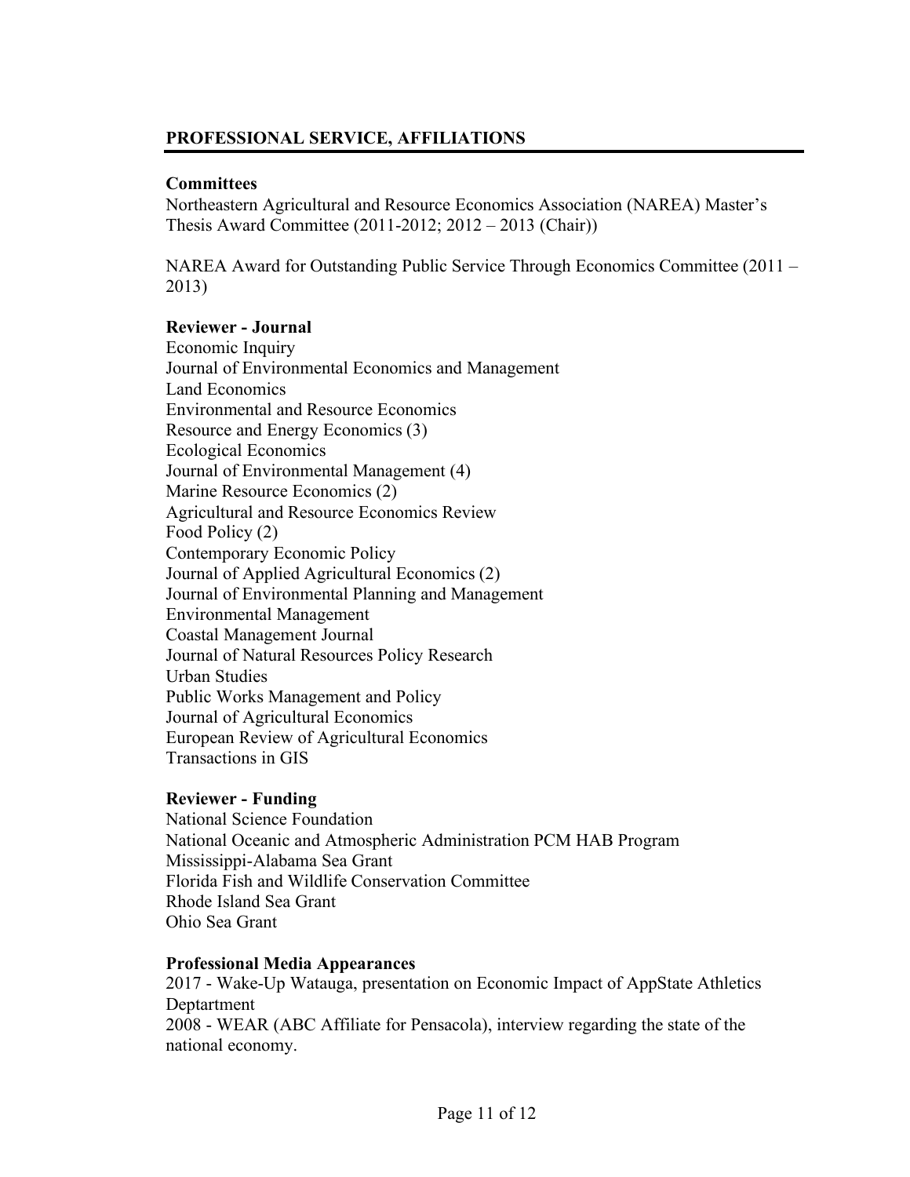## PROFESSIONAL SERVICE, AFFILIATIONS

### Committees

Northeastern Agricultural and Resource Economics Association (NAREA) Master's Thesis Award Committee (2011-2012; 2012 – 2013 (Chair))

NAREA Award for Outstanding Public Service Through Economics Committee (2011 – 2013)

### Reviewer - Journal

Economic Inquiry
Journal of Environmental Economics and Management
Land Economics
Environmental and Resource Economics
Resource and Energy Economics (3)
Ecological Economics
Journal of Environmental Management (4)
Marine Resource Economics (2)
Agricultural and Resource Economics Review
Food Policy (2)
Contemporary Economic Policy
Journal of Applied Agricultural Economics (2)
Journal of Environmental Planning and Management
Environmental Management
Coastal Management Journal
Journal of Natural Resources Policy Research
Urban Studies
Public Works Management and Policy
Journal of Agricultural Economics
European Review of Agricultural Economics
Transactions in GIS

### Reviewer - Funding

National Science Foundation
National Oceanic and Atmospheric Administration PCM HAB Program
Mississippi-Alabama Sea Grant
Florida Fish and Wildlife Conservation Committee
Rhode Island Sea Grant
Ohio Sea Grant

### Professional Media Appearances

2017 - Wake-Up Watauga, presentation on Economic Impact of AppState Athletics Deptartment
2008 - WEAR (ABC Affiliate for Pensacola), interview regarding the state of the national economy.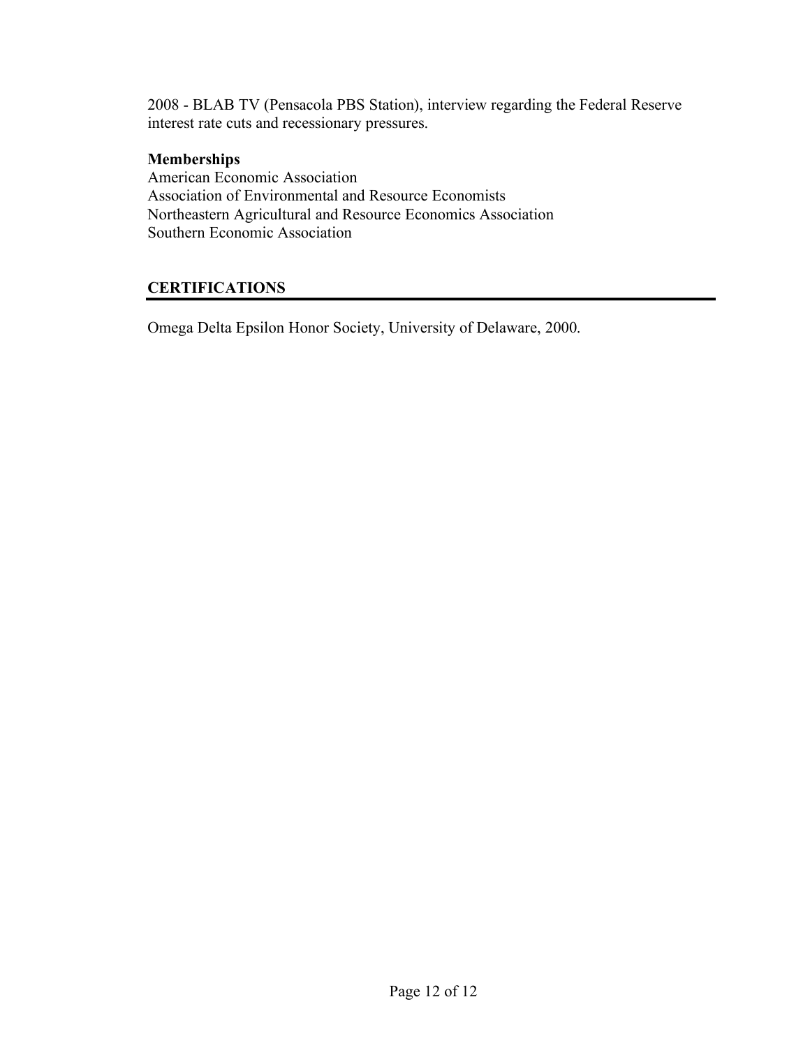2008 - BLAB TV (Pensacola PBS Station), interview regarding the Federal Reserve interest rate cuts and recessionary pressures.

**Memberships**

American Economic Association
Association of Environmental and Resource Economists
Northeastern Agricultural and Resource Economics Association
Southern Economic Association

## CERTIFICATIONS

Omega Delta Epsilon Honor Society, University of Delaware, 2000.